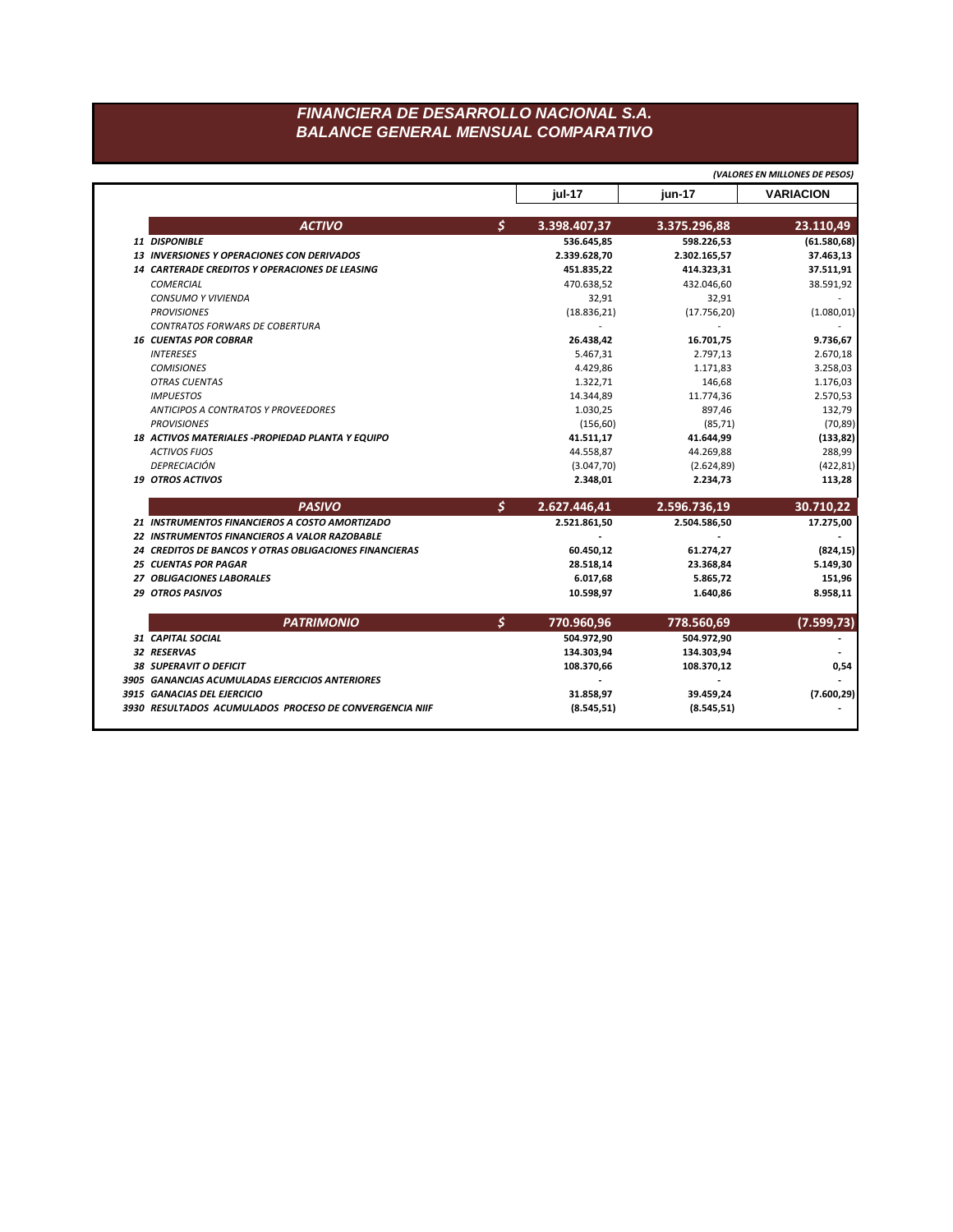# FINANCIERA DE DESARROLLO NACIONAL S.A.
## BALANCE GENERAL MENSUAL COMPARATIVO

*(VALORES EN MILLONES DE PESOS)*

| | | jul-17 | jun-17 | VARIACION |
|---|---|---|---|---|
| **ACTIVO** | **$** | **3.398.407,37** | **3.375.296,88** | **23.110,49** |
| **11 DISPONIBLE** | | **536.645,85** | **598.226,53** | **(61.580,68)** |
| **13 INVERSIONES Y OPERACIONES CON DERIVADOS** | | **2.339.628,70** | **2.302.165,57** | **37.463,13** |
| **14 CARTERADE CREDITOS Y OPERACIONES DE LEASING** | | **451.835,22** | **414.323,31** | **37.511,91** |
| *COMERCIAL* | | 470.638,52 | 432.046,60 | 38.591,92 |
| *CONSUMO Y VIVIENDA* | | 32,91 | 32,91 | - |
| *PROVISIONES* | | (18.836,21) | (17.756,20) | (1.080,01) |
| *CONTRATOS FORWARS DE COBERTURA* | | - | - | - |
| **16 CUENTAS POR COBRAR** | | **26.438,42** | **16.701,75** | **9.736,67** |
| *INTERESES* | | 5.467,31 | 2.797,13 | 2.670,18 |
| *COMISIONES* | | 4.429,86 | 1.171,83 | 3.258,03 |
| *OTRAS CUENTAS* | | 1.322,71 | 146,68 | 1.176,03 |
| *IMPUESTOS* | | 14.344,89 | 11.774,36 | 2.570,53 |
| *ANTICIPOS A CONTRATOS Y PROVEEDORES* | | 1.030,25 | 897,46 | 132,79 |
| *PROVISIONES* | | (156,60) | (85,71) | (70,89) |
| **18 ACTIVOS MATERIALES -PROPIEDAD PLANTA Y EQUIPO** | | **41.511,17** | **41.644,99** | **(133,82)** |
| *ACTIVOS FIJOS* | | 44.558,87 | 44.269,88 | 288,99 |
| *DEPRECIACIÓN* | | (3.047,70) | (2.624,89) | (422,81) |
| **19 OTROS ACTIVOS** | | **2.348,01** | **2.234,73** | **113,28** |
| **PASIVO** | **$** | **2.627.446,41** | **2.596.736,19** | **30.710,22** |
| **21 INSTRUMENTOS FINANCIEROS A COSTO AMORTIZADO** | | **2.521.861,50** | **2.504.586,50** | **17.275,00** |
| **22 INSTRUMENTOS FINANCIEROS A VALOR RAZOBABLE** | | **-** | **-** | **-** |
| **24 CREDITOS DE BANCOS Y OTRAS OBLIGACIONES FINANCIERAS** | | **60.450,12** | **61.274,27** | **(824,15)** |
| **25 CUENTAS POR PAGAR** | | **28.518,14** | **23.368,84** | **5.149,30** |
| **27 OBLIGACIONES LABORALES** | | **6.017,68** | **5.865,72** | **151,96** |
| **29 OTROS PASIVOS** | | **10.598,97** | **1.640,86** | **8.958,11** |
| **PATRIMONIO** | **$** | **770.960,96** | **778.560,69** | **(7.599,73)** |
| **31 CAPITAL SOCIAL** | | **504.972,90** | **504.972,90** | **-** |
| **32 RESERVAS** | | **134.303,94** | **134.303,94** | **-** |
| **38 SUPERAVIT O DEFICIT** | | **108.370,66** | **108.370,12** | **0,54** |
| **3905 GANANCIAS ACUMULADAS EJERCICIOS ANTERIORES** | | **-** | **-** | **-** |
| **3915 GANACIAS DEL EJERCICIO** | | **31.858,97** | **39.459,24** | **(7.600,29)** |
| **3930 RESULTADOS ACUMULADOS PROCESO DE CONVERGENCIA NIIF** | | **(8.545,51)** | **(8.545,51)** | **-** |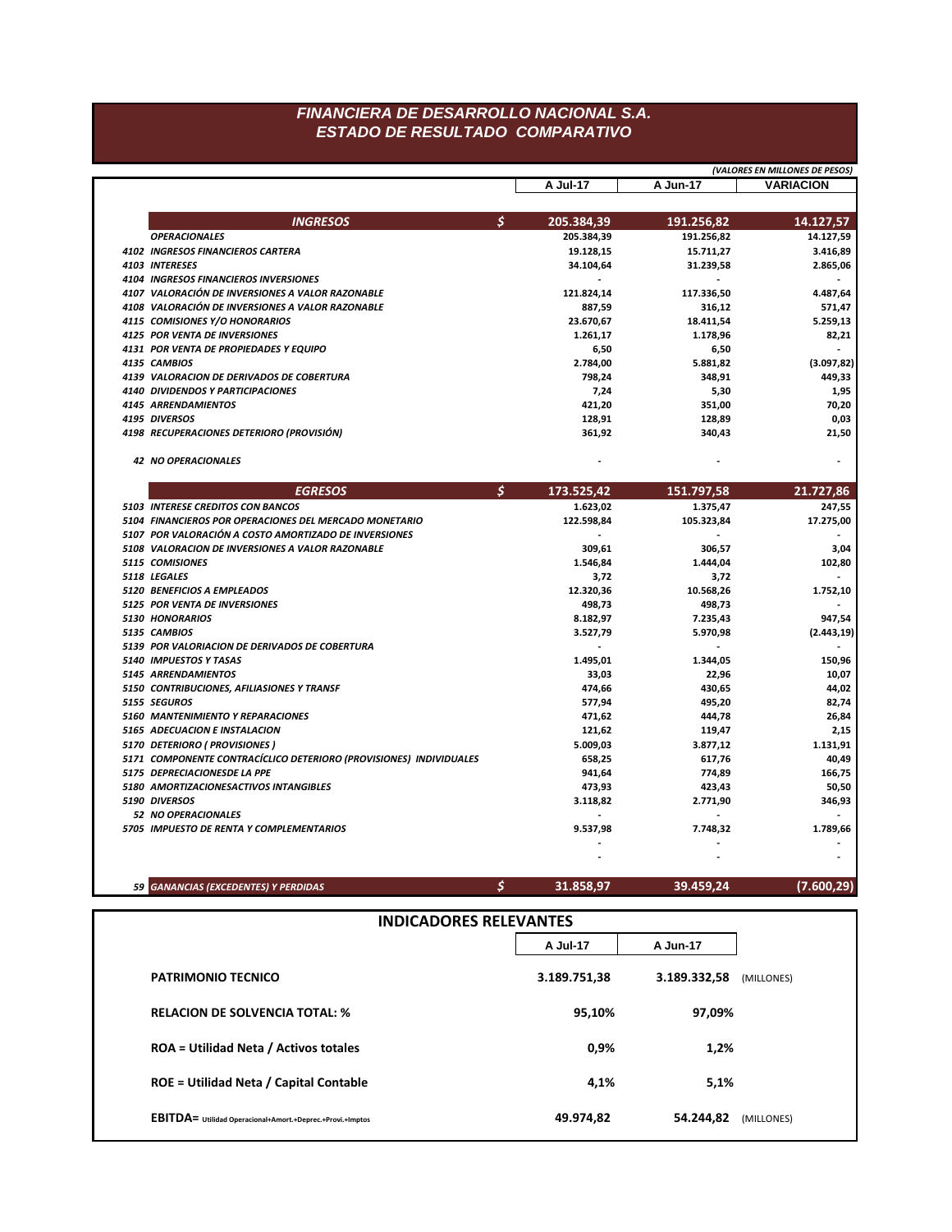# FINANCIERA DE DESARROLLO NACIONAL S.A.
## ESTADO DE RESULTADO COMPARATIVO

*(VALORES EN MILLONES DE PESOS)*

| | | A Jul-17 | A Jun-17 | VARIACION |
|---|---|---|---|---|
| ***INGRESOS*** | **$** | **205.384,39** | **191.256,82** | **14.127,57** |
| ***OPERACIONALES*** | | 205.384,39 | 191.256,82 | 14.127,59 |
| ***4102 INGRESOS FINANCIEROS CARTERA*** | | 19.128,15 | 15.711,27 | 3.416,89 |
| ***4103 INTERESES*** | | 34.104,64 | 31.239,58 | 2.865,06 |
| ***4104 INGRESOS FINANCIEROS INVERSIONES*** | | - | - | - |
| ***4107 VALORACIÓN DE INVERSIONES A VALOR RAZONABLE*** | | 121.824,14 | 117.336,50 | 4.487,64 |
| ***4108 VALORACIÓN DE INVERSIONES A VALOR RAZONABLE*** | | 887,59 | 316,12 | 571,47 |
| ***4115 COMISIONES Y/O HONORARIOS*** | | 23.670,67 | 18.411,54 | 5.259,13 |
| ***4125 POR VENTA DE INVERSIONES*** | | 1.261,17 | 1.178,96 | 82,21 |
| ***4131 POR VENTA DE PROPIEDADES Y EQUIPO*** | | 6,50 | 6,50 | - |
| ***4135 CAMBIOS*** | | 2.784,00 | 5.881,82 | (3.097,82) |
| ***4139 VALORACION DE DERIVADOS DE COBERTURA*** | | 798,24 | 348,91 | 449,33 |
| ***4140 DIVIDENDOS Y PARTICIPACIONES*** | | 7,24 | 5,30 | 1,95 |
| ***4145 ARRENDAMIENTOS*** | | 421,20 | 351,00 | 70,20 |
| ***4195 DIVERSOS*** | | 128,91 | 128,89 | 0,03 |
| ***4198 RECUPERACIONES DETERIORO (PROVISIÓN)*** | | 361,92 | 340,43 | 21,50 |
| ***42 NO OPERACIONALES*** | | - | - | - |
| ***EGRESOS*** | **$** | **173.525,42** | **151.797,58** | **21.727,86** |
| ***5103 INTERESE CREDITOS CON BANCOS*** | | 1.623,02 | 1.375,47 | 247,55 |
| ***5104 FINANCIEROS POR OPERACIONES DEL MERCADO MONETARIO*** | | 122.598,84 | 105.323,84 | 17.275,00 |
| ***5107 POR VALORACIÓN A COSTO AMORTIZADO DE INVERSIONES*** | | - | - | - |
| ***5108 VALORACION DE INVERSIONES A VALOR RAZONABLE*** | | 309,61 | 306,57 | 3,04 |
| ***5115 COMISIONES*** | | 1.546,84 | 1.444,04 | 102,80 |
| ***5118 LEGALES*** | | 3,72 | 3,72 | - |
| ***5120 BENEFICIOS A EMPLEADOS*** | | 12.320,36 | 10.568,26 | 1.752,10 |
| ***5125 POR VENTA DE INVERSIONES*** | | 498,73 | 498,73 | - |
| ***5130 HONORARIOS*** | | 8.182,97 | 7.235,43 | 947,54 |
| ***5135 CAMBIOS*** | | 3.527,79 | 5.970,98 | (2.443,19) |
| ***5139 POR VALORIACION DE DERIVADOS DE COBERTURA*** | | - | - | - |
| ***5140 IMPUESTOS Y TASAS*** | | 1.495,01 | 1.344,05 | 150,96 |
| ***5145 ARRENDAMIENTOS*** | | 33,03 | 22,96 | 10,07 |
| ***5150 CONTRIBUCIONES, AFILIASIONES Y TRANSF*** | | 474,66 | 430,65 | 44,02 |
| ***5155 SEGUROS*** | | 577,94 | 495,20 | 82,74 |
| ***5160 MANTENIMIENTO Y REPARACIONES*** | | 471,62 | 444,78 | 26,84 |
| ***5165 ADECUACION E INSTALACION*** | | 121,62 | 119,47 | 2,15 |
| ***5170 DETERIORO ( PROVISIONES )*** | | 5.009,03 | 3.877,12 | 1.131,91 |
| ***5171 COMPONENTE CONTRACÍCLICO DETERIORO (PROVISIONES) INDIVIDUALES*** | | 658,25 | 617,76 | 40,49 |
| ***5175 DEPRECIACIONESDE LA PPE*** | | 941,64 | 774,89 | 166,75 |
| ***5180 AMORTIZACIONESACTIVOS INTANGIBLES*** | | 473,93 | 423,43 | 50,50 |
| ***5190 DIVERSOS*** | | 3.118,82 | 2.771,90 | 346,93 |
| ***52 NO OPERACIONALES*** | | - | - | - |
| ***5705 IMPUESTO DE RENTA Y COMPLEMENTARIOS*** | | 9.537,98 | 7.748,32 | 1.789,66 |
| | | - | - | - |
| | | - | - | - |
| ***59 GANANCIAS (EXCEDENTES) Y PERDIDAS*** | **$** | **31.858,97** | **39.459,24** | **(7.600,29)** |

## INDICADORES RELEVANTES

| | A Jul-17 | A Jun-17 | |
|---|---|---|---|
| **PATRIMONIO TECNICO** | **3.189.751,38** | **3.189.332,58** | (MILLONES) |
| **RELACION DE SOLVENCIA TOTAL: %** | **95,10%** | **97,09%** | |
| **ROA = Utilidad Neta / Activos totales** | **0,9%** | **1,2%** | |
| **ROE = Utilidad Neta / Capital Contable** | **4,1%** | **5,1%** | |
| **EBITDA=** Utilidad Operacional+Amort.+Deprec.+Provi.+Imptos | **49.974,82** | **54.244,82** | (MILLONES) |